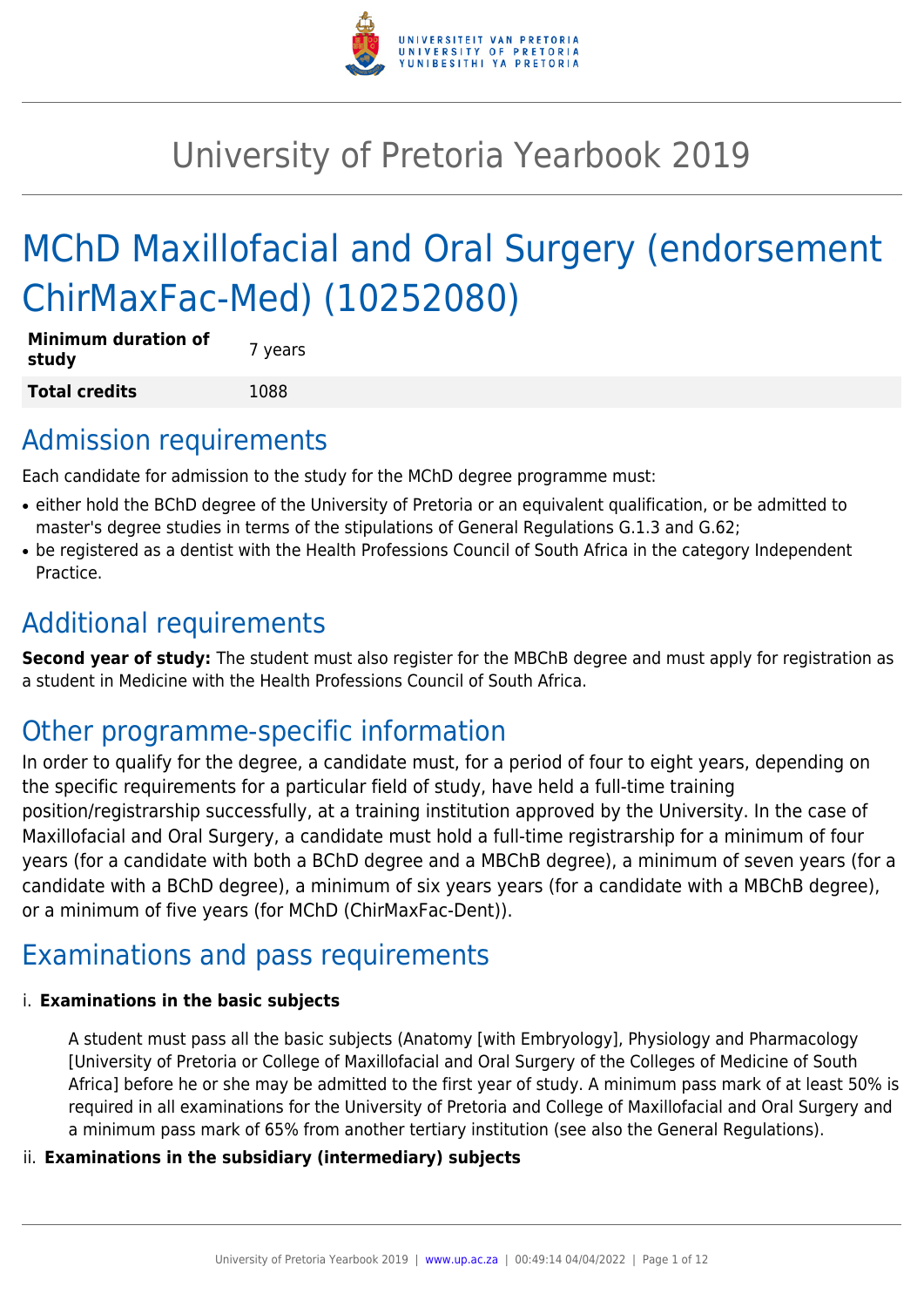# University of Pretoria Yearbook 2019

# MChD Maxillofacial and Oral Surgery (endorsement ChirMaxFac-Med) (10252080)

| **Minimum duration of study** | 7 years |
|---|---|
| **Total credits** | 1088 |

## Admission requirements

Each candidate for admission to the study for the MChD degree programme must:

- either hold the BChD degree of the University of Pretoria or an equivalent qualification, or be admitted to master's degree studies in terms of the stipulations of General Regulations G.1.3 and G.62;
- be registered as a dentist with the Health Professions Council of South Africa in the category Independent Practice.

## Additional requirements

**Second year of study:** The student must also register for the MBChB degree and must apply for registration as a student in Medicine with the Health Professions Council of South Africa.

## Other programme-specific information

In order to qualify for the degree, a candidate must, for a period of four to eight years, depending on the specific requirements for a particular field of study, have held a full-time training position/registrarship successfully, at a training institution approved by the University. In the case of Maxillofacial and Oral Surgery, a candidate must hold a full-time registrarship for a minimum of four years (for a candidate with both a BChD degree and a MBChB degree), a minimum of seven years (for a candidate with a BChD degree), a minimum of six years years (for a candidate with a MBChB degree), or a minimum of five years (for MChD (ChirMaxFac-Dent)).

## Examinations and pass requirements

i. **Examinations in the basic subjects**

A student must pass all the basic subjects (Anatomy [with Embryology], Physiology and Pharmacology [University of Pretoria or College of Maxillofacial and Oral Surgery of the Colleges of Medicine of South Africa] before he or she may be admitted to the first year of study. A minimum pass mark of at least 50% is required in all examinations for the University of Pretoria and College of Maxillofacial and Oral Surgery and a minimum pass mark of 65% from another tertiary institution (see also the General Regulations).

ii. **Examinations in the subsidiary (intermediary) subjects**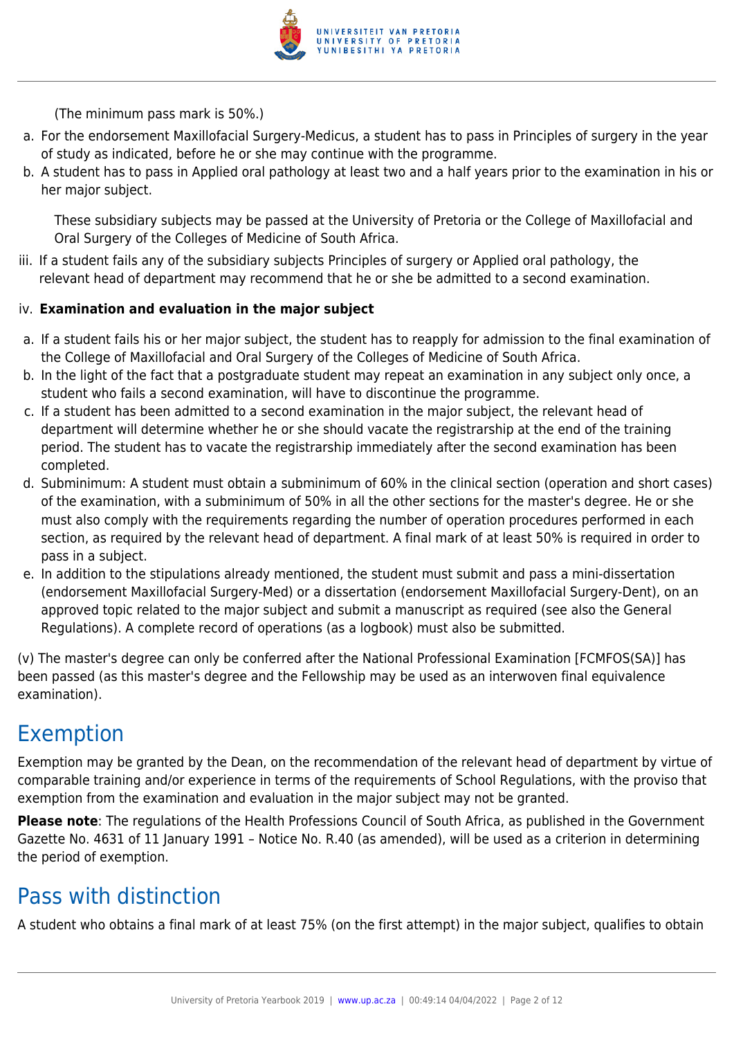(The minimum pass mark is 50%.)

a. For the endorsement Maxillofacial Surgery-Medicus, a student has to pass in Principles of surgery in the year of study as indicated, before he or she may continue with the programme.
b. A student has to pass in Applied oral pathology at least two and a half years prior to the examination in his or her major subject.

   These subsidiary subjects may be passed at the University of Pretoria or the College of Maxillofacial and Oral Surgery of the Colleges of Medicine of South Africa.

iii. If a student fails any of the subsidiary subjects Principles of surgery or Applied oral pathology, the relevant head of department may recommend that he or she be admitted to a second examination.

iv. **Examination and evaluation in the major subject**

a. If a student fails his or her major subject, the student has to reapply for admission to the final examination of the College of Maxillofacial and Oral Surgery of the Colleges of Medicine of South Africa.
b. In the light of the fact that a postgraduate student may repeat an examination in any subject only once, a student who fails a second examination, will have to discontinue the programme.
c. If a student has been admitted to a second examination in the major subject, the relevant head of department will determine whether he or she should vacate the registrarship at the end of the training period. The student has to vacate the registrarship immediately after the second examination has been completed.
d. Subminimum: A student must obtain a subminimum of 60% in the clinical section (operation and short cases) of the examination, with a subminimum of 50% in all the other sections for the master's degree. He or she must also comply with the requirements regarding the number of operation procedures performed in each section, as required by the relevant head of department. A final mark of at least 50% is required in order to pass in a subject.
e. In addition to the stipulations already mentioned, the student must submit and pass a mini-dissertation (endorsement Maxillofacial Surgery-Med) or a dissertation (endorsement Maxillofacial Surgery-Dent), on an approved topic related to the major subject and submit a manuscript as required (see also the General Regulations). A complete record of operations (as a logbook) must also be submitted.

(v) The master's degree can only be conferred after the National Professional Examination [FCMFOS(SA)] has been passed (as this master's degree and the Fellowship may be used as an interwoven final equivalence examination).

## Exemption

Exemption may be granted by the Dean, on the recommendation of the relevant head of department by virtue of comparable training and/or experience in terms of the requirements of School Regulations, with the proviso that exemption from the examination and evaluation in the major subject may not be granted.

**Please note**: The regulations of the Health Professions Council of South Africa, as published in the Government Gazette No. 4631 of 11 January 1991 – Notice No. R.40 (as amended), will be used as a criterion in determining the period of exemption.

## Pass with distinction

A student who obtains a final mark of at least 75% (on the first attempt) in the major subject, qualifies to obtain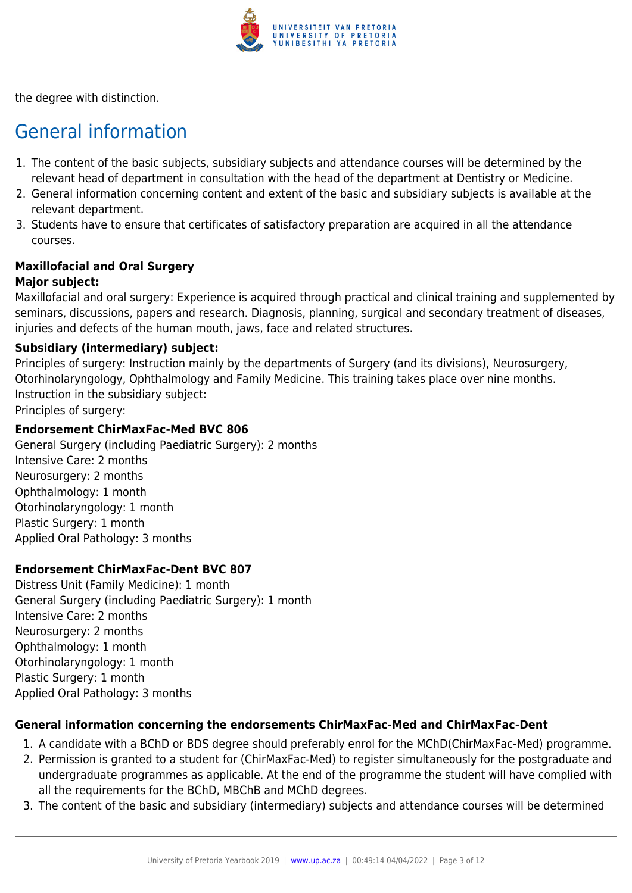the degree with distinction.

## General information

1. The content of the basic subjects, subsidiary subjects and attendance courses will be determined by the relevant head of department in consultation with the head of the department at Dentistry or Medicine.
2. General information concerning content and extent of the basic and subsidiary subjects is available at the relevant department.
3. Students have to ensure that certificates of satisfactory preparation are acquired in all the attendance courses.

**Maxillofacial and Oral Surgery**

**Major subject:**

Maxillofacial and oral surgery: Experience is acquired through practical and clinical training and supplemented by seminars, discussions, papers and research. Diagnosis, planning, surgical and secondary treatment of diseases, injuries and defects of the human mouth, jaws, face and related structures.

**Subsidiary (intermediary) subject:**

Principles of surgery: Instruction mainly by the departments of Surgery (and its divisions), Neurosurgery, Otorhinolaryngology, Ophthalmology and Family Medicine. This training takes place over nine months.
Instruction in the subsidiary subject:
Principles of surgery:

**Endorsement ChirMaxFac-Med BVC 806**

General Surgery (including Paediatric Surgery): 2 months
Intensive Care: 2 months
Neurosurgery: 2 months
Ophthalmology: 1 month
Otorhinolaryngology: 1 month
Plastic Surgery: 1 month
Applied Oral Pathology: 3 months

**Endorsement ChirMaxFac-Dent BVC 807**

Distress Unit (Family Medicine): 1 month
General Surgery (including Paediatric Surgery): 1 month
Intensive Care: 2 months
Neurosurgery: 2 months
Ophthalmology: 1 month
Otorhinolaryngology: 1 month
Plastic Surgery: 1 month
Applied Oral Pathology: 3 months

**General information concerning the endorsements ChirMaxFac-Med and ChirMaxFac-Dent**

1. A candidate with a BChD or BDS degree should preferably enrol for the MChD(ChirMaxFac-Med) programme.
2. Permission is granted to a student for (ChirMaxFac-Med) to register simultaneously for the postgraduate and undergraduate programmes as applicable. At the end of the programme the student will have complied with all the requirements for the BChD, MBChB and MChD degrees.
3. The content of the basic and subsidiary (intermediary) subjects and attendance courses will be determined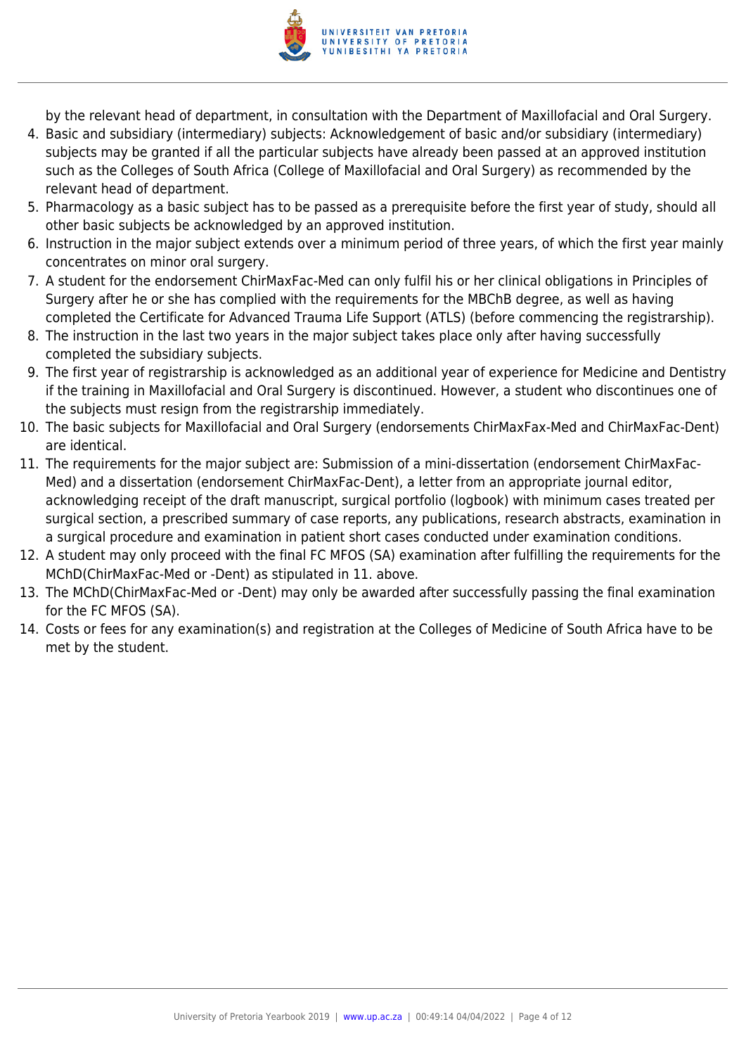by the relevant head of department, in consultation with the Department of Maxillofacial and Oral Surgery.

4. Basic and subsidiary (intermediary) subjects: Acknowledgement of basic and/or subsidiary (intermediary) subjects may be granted if all the particular subjects have already been passed at an approved institution such as the Colleges of South Africa (College of Maxillofacial and Oral Surgery) as recommended by the relevant head of department.
5. Pharmacology as a basic subject has to be passed as a prerequisite before the first year of study, should all other basic subjects be acknowledged by an approved institution.
6. Instruction in the major subject extends over a minimum period of three years, of which the first year mainly concentrates on minor oral surgery.
7. A student for the endorsement ChirMaxFac-Med can only fulfil his or her clinical obligations in Principles of Surgery after he or she has complied with the requirements for the MBChB degree, as well as having completed the Certificate for Advanced Trauma Life Support (ATLS) (before commencing the registrarship).
8. The instruction in the last two years in the major subject takes place only after having successfully completed the subsidiary subjects.
9. The first year of registrarship is acknowledged as an additional year of experience for Medicine and Dentistry if the training in Maxillofacial and Oral Surgery is discontinued. However, a student who discontinues one of the subjects must resign from the registrarship immediately.
10. The basic subjects for Maxillofacial and Oral Surgery (endorsements ChirMaxFax-Med and ChirMaxFac-Dent) are identical.
11. The requirements for the major subject are: Submission of a mini-dissertation (endorsement ChirMaxFac-Med) and a dissertation (endorsement ChirMaxFac-Dent), a letter from an appropriate journal editor, acknowledging receipt of the draft manuscript, surgical portfolio (logbook) with minimum cases treated per surgical section, a prescribed summary of case reports, any publications, research abstracts, examination in a surgical procedure and examination in patient short cases conducted under examination conditions.
12. A student may only proceed with the final FC MFOS (SA) examination after fulfilling the requirements for the MChD(ChirMaxFac-Med or -Dent) as stipulated in 11. above.
13. The MChD(ChirMaxFac-Med or -Dent) may only be awarded after successfully passing the final examination for the FC MFOS (SA).
14. Costs or fees for any examination(s) and registration at the Colleges of Medicine of South Africa have to be met by the student.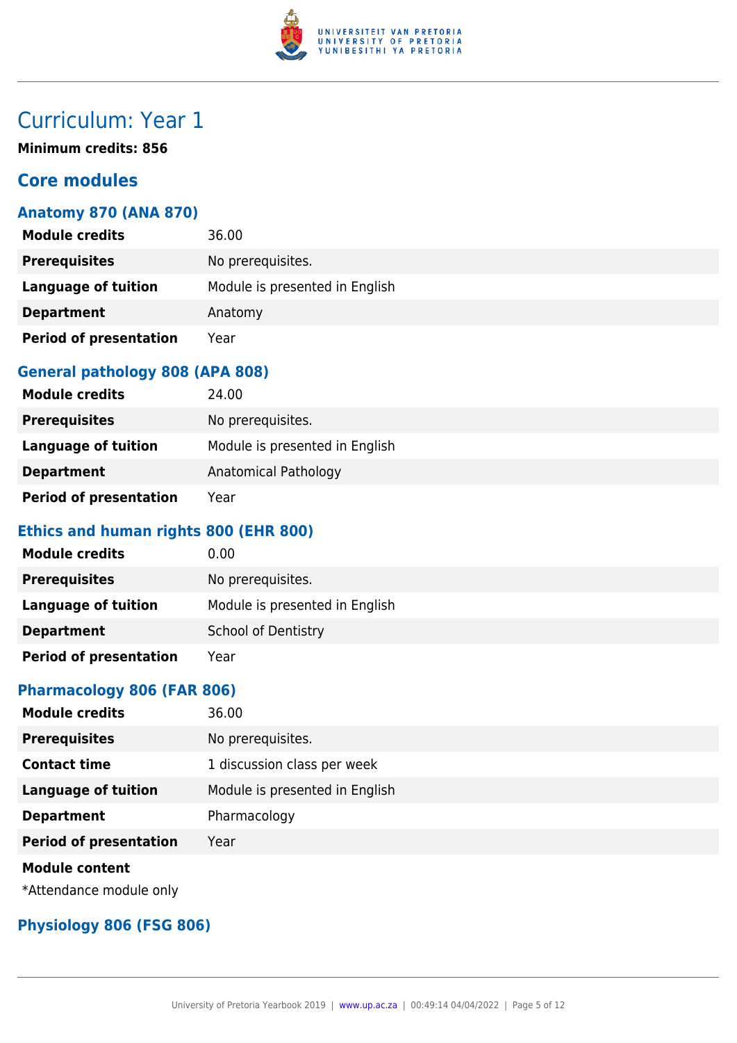# Curriculum: Year 1

**Minimum credits: 856**

## Core modules

### Anatomy 870 (ANA 870)

| | |
|---|---|
| **Module credits** | 36.00 |
| **Prerequisites** | No prerequisites. |
| **Language of tuition** | Module is presented in English |
| **Department** | Anatomy |
| **Period of presentation** | Year |

### General pathology 808 (APA 808)

| | |
|---|---|
| **Module credits** | 24.00 |
| **Prerequisites** | No prerequisites. |
| **Language of tuition** | Module is presented in English |
| **Department** | Anatomical Pathology |
| **Period of presentation** | Year |

### Ethics and human rights 800 (EHR 800)

| | |
|---|---|
| **Module credits** | 0.00 |
| **Prerequisites** | No prerequisites. |
| **Language of tuition** | Module is presented in English |
| **Department** | School of Dentistry |
| **Period of presentation** | Year |

### Pharmacology 806 (FAR 806)

| | |
|---|---|
| **Module credits** | 36.00 |
| **Prerequisites** | No prerequisites. |
| **Contact time** | 1 discussion class per week |
| **Language of tuition** | Module is presented in English |
| **Department** | Pharmacology |
| **Period of presentation** | Year |

**Module content**

*Attendance module only

### Physiology 806 (FSG 806)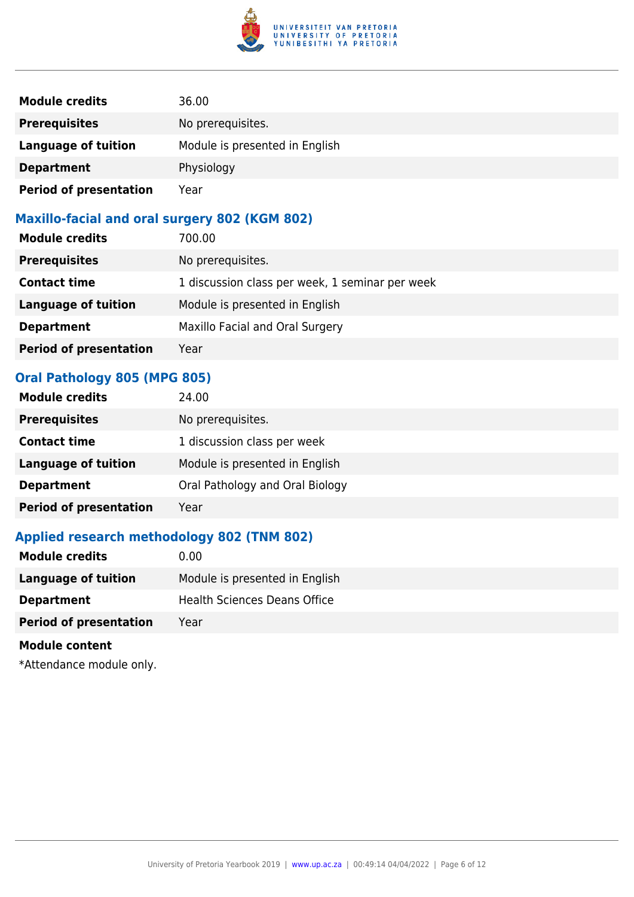| | |
|---|---|
| **Module credits** | 36.00 |
| **Prerequisites** | No prerequisites. |
| **Language of tuition** | Module is presented in English |
| **Department** | Physiology |
| **Period of presentation** | Year |

### Maxillo-facial and oral surgery 802 (KGM 802)

| | |
|---|---|
| **Module credits** | 700.00 |
| **Prerequisites** | No prerequisites. |
| **Contact time** | 1 discussion class per week, 1 seminar per week |
| **Language of tuition** | Module is presented in English |
| **Department** | Maxillo Facial and Oral Surgery |
| **Period of presentation** | Year |

### Oral Pathology 805 (MPG 805)

| | |
|---|---|
| **Module credits** | 24.00 |
| **Prerequisites** | No prerequisites. |
| **Contact time** | 1 discussion class per week |
| **Language of tuition** | Module is presented in English |
| **Department** | Oral Pathology and Oral Biology |
| **Period of presentation** | Year |

### Applied research methodology 802 (TNM 802)

| | |
|---|---|
| **Module credits** | 0.00 |
| **Language of tuition** | Module is presented in English |
| **Department** | Health Sciences Deans Office |
| **Period of presentation** | Year |

**Module content**

*Attendance module only.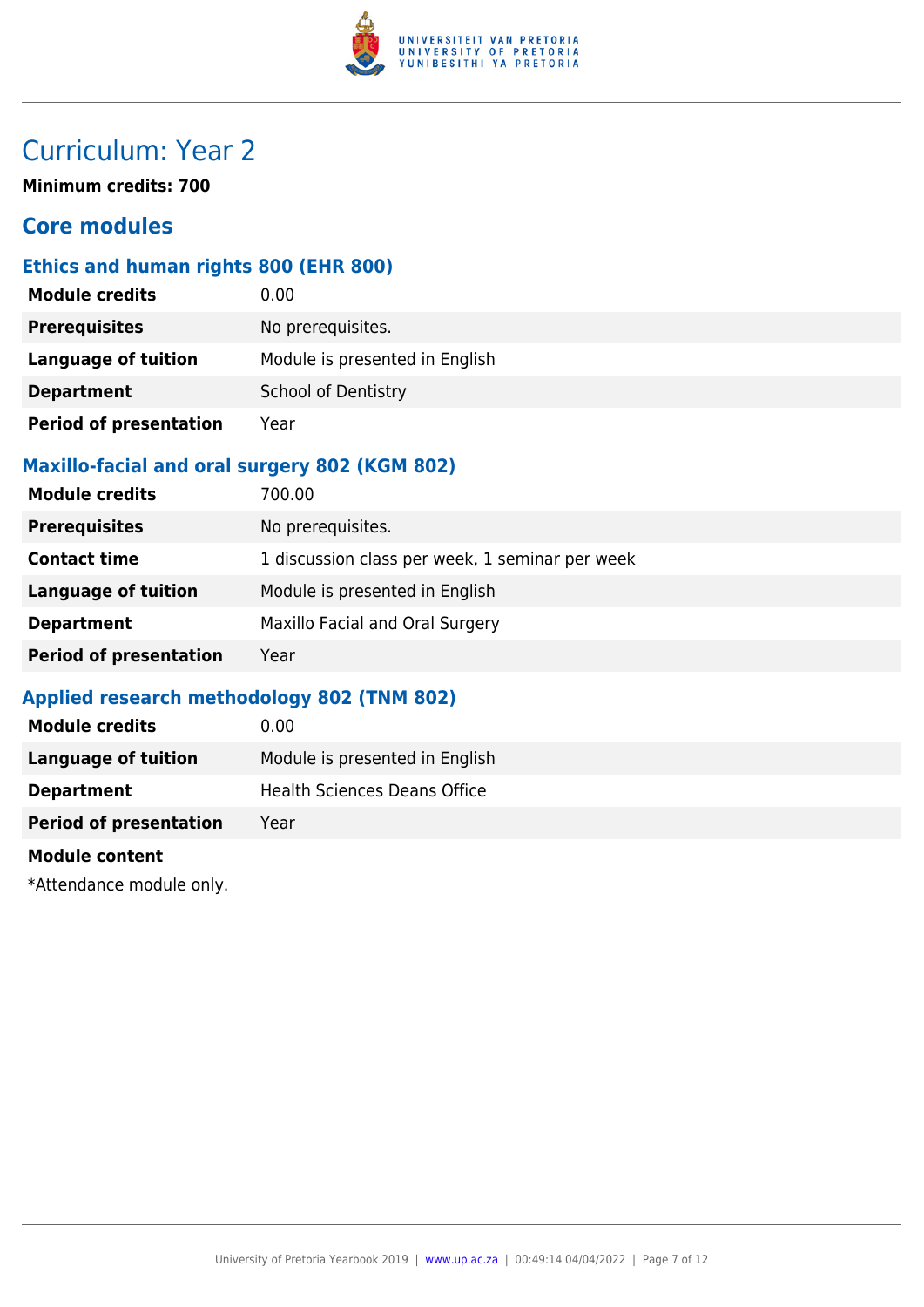# Curriculum: Year 2

**Minimum credits: 700**

## Core modules

### Ethics and human rights 800 (EHR 800)

| | |
|---|---|
| **Module credits** | 0.00 |
| **Prerequisites** | No prerequisites. |
| **Language of tuition** | Module is presented in English |
| **Department** | School of Dentistry |
| **Period of presentation** | Year |

### Maxillo-facial and oral surgery 802 (KGM 802)

| | |
|---|---|
| **Module credits** | 700.00 |
| **Prerequisites** | No prerequisites. |
| **Contact time** | 1 discussion class per week, 1 seminar per week |
| **Language of tuition** | Module is presented in English |
| **Department** | Maxillo Facial and Oral Surgery |
| **Period of presentation** | Year |

### Applied research methodology 802 (TNM 802)

| | |
|---|---|
| **Module credits** | 0.00 |
| **Language of tuition** | Module is presented in English |
| **Department** | Health Sciences Deans Office |
| **Period of presentation** | Year |

**Module content**

*Attendance module only.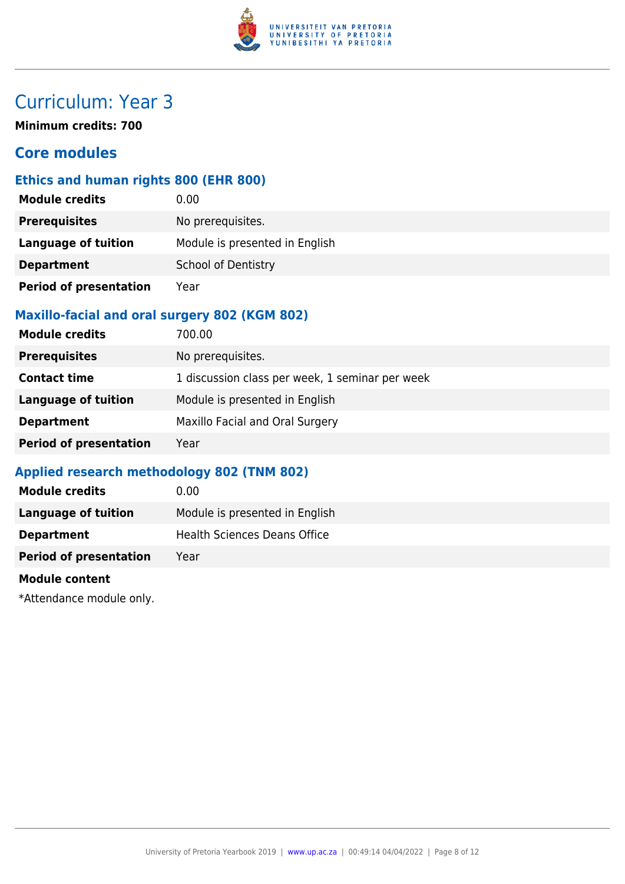# Curriculum: Year 3

**Minimum credits: 700**

## Core modules

### Ethics and human rights 800 (EHR 800)

| **Module credits** | 0.00 |
| --- | --- |
| **Prerequisites** | No prerequisites. |
| **Language of tuition** | Module is presented in English |
| **Department** | School of Dentistry |
| **Period of presentation** | Year |

### Maxillo-facial and oral surgery 802 (KGM 802)

| **Module credits** | 700.00 |
| --- | --- |
| **Prerequisites** | No prerequisites. |
| **Contact time** | 1 discussion class per week, 1 seminar per week |
| **Language of tuition** | Module is presented in English |
| **Department** | Maxillo Facial and Oral Surgery |
| **Period of presentation** | Year |

### Applied research methodology 802 (TNM 802)

| **Module credits** | 0.00 |
| --- | --- |
| **Language of tuition** | Module is presented in English |
| **Department** | Health Sciences Deans Office |
| **Period of presentation** | Year |

**Module content**

*Attendance module only.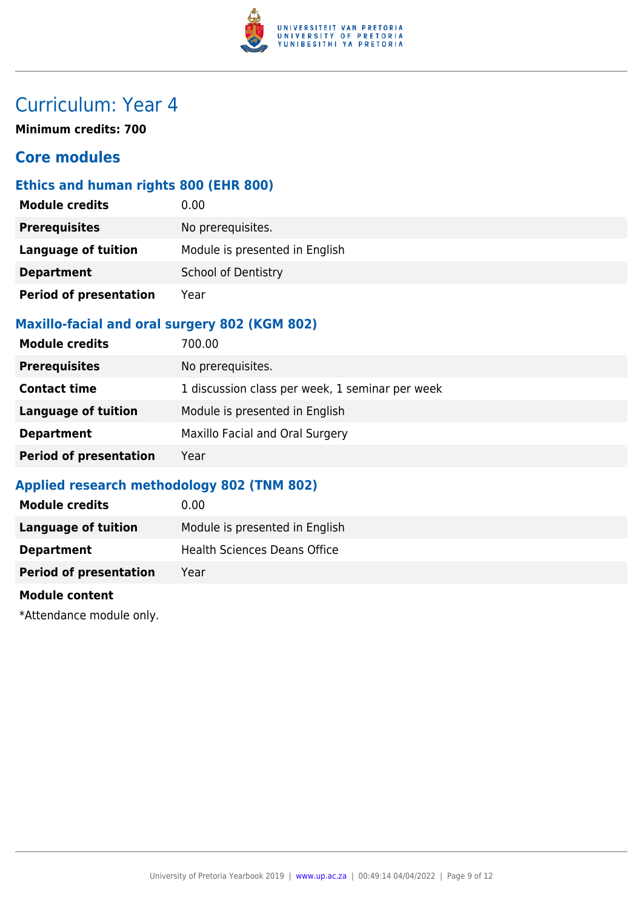# Curriculum: Year 4

**Minimum credits: 700**

## Core modules

### Ethics and human rights 800 (EHR 800)

| | |
|---|---|
| **Module credits** | 0.00 |
| **Prerequisites** | No prerequisites. |
| **Language of tuition** | Module is presented in English |
| **Department** | School of Dentistry |
| **Period of presentation** | Year |

### Maxillo-facial and oral surgery 802 (KGM 802)

| | |
|---|---|
| **Module credits** | 700.00 |
| **Prerequisites** | No prerequisites. |
| **Contact time** | 1 discussion class per week, 1 seminar per week |
| **Language of tuition** | Module is presented in English |
| **Department** | Maxillo Facial and Oral Surgery |
| **Period of presentation** | Year |

### Applied research methodology 802 (TNM 802)

| | |
|---|---|
| **Module credits** | 0.00 |
| **Language of tuition** | Module is presented in English |
| **Department** | Health Sciences Deans Office |
| **Period of presentation** | Year |

**Module content**

*Attendance module only.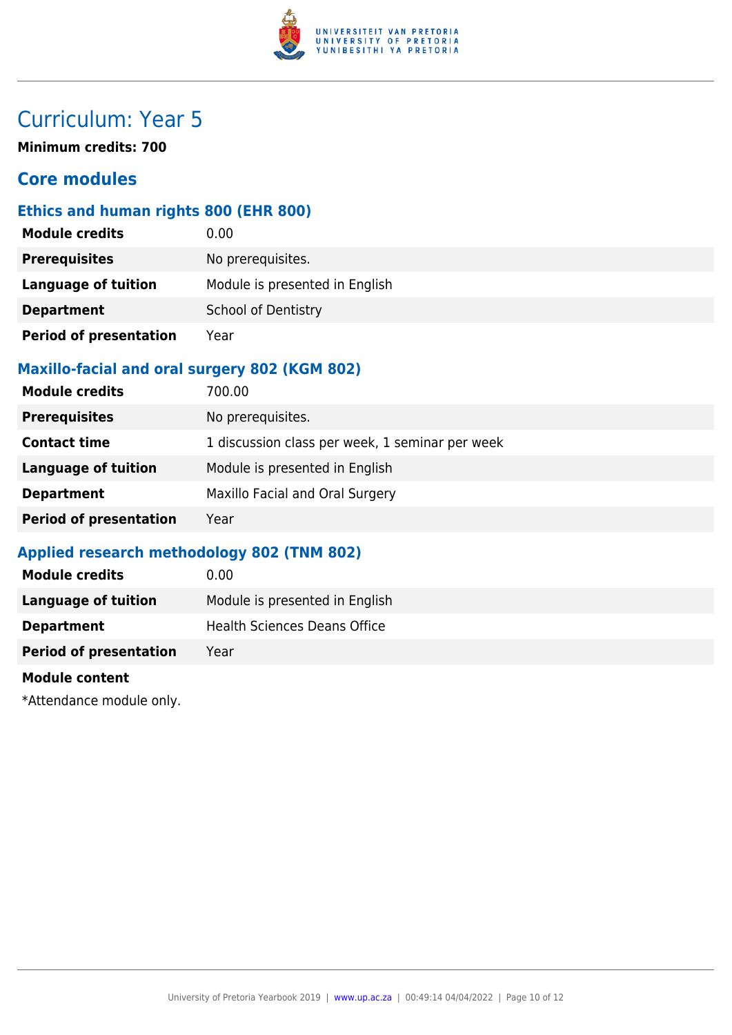# Curriculum: Year 5

**Minimum credits: 700**

## Core modules

### Ethics and human rights 800 (EHR 800)

| | |
|---|---|
| **Module credits** | 0.00 |
| **Prerequisites** | No prerequisites. |
| **Language of tuition** | Module is presented in English |
| **Department** | School of Dentistry |
| **Period of presentation** | Year |

### Maxillo-facial and oral surgery 802 (KGM 802)

| | |
|---|---|
| **Module credits** | 700.00 |
| **Prerequisites** | No prerequisites. |
| **Contact time** | 1 discussion class per week, 1 seminar per week |
| **Language of tuition** | Module is presented in English |
| **Department** | Maxillo Facial and Oral Surgery |
| **Period of presentation** | Year |

### Applied research methodology 802 (TNM 802)

| | |
|---|---|
| **Module credits** | 0.00 |
| **Language of tuition** | Module is presented in English |
| **Department** | Health Sciences Deans Office |
| **Period of presentation** | Year |

**Module content**

*Attendance module only.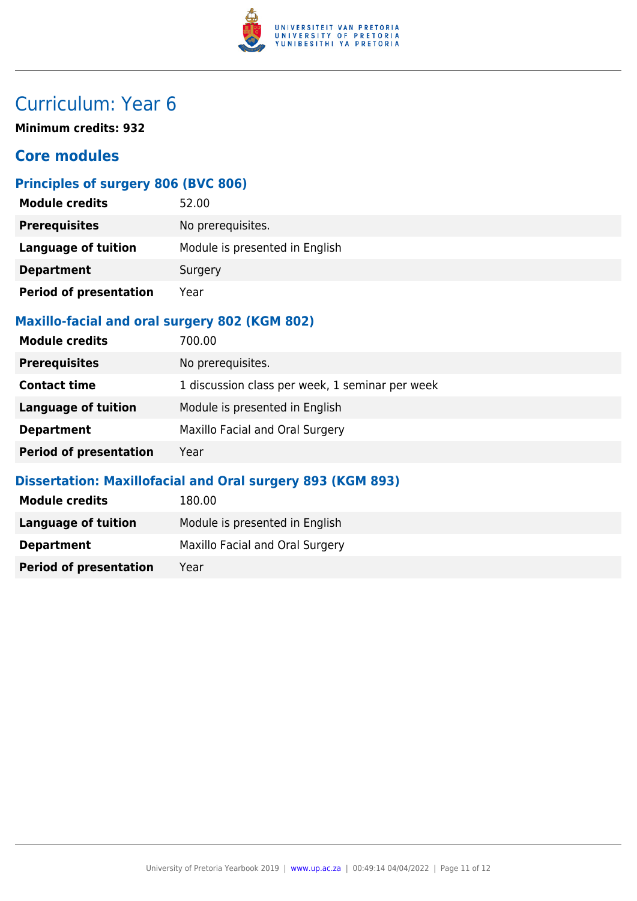# Curriculum: Year 6

**Minimum credits: 932**

## Core modules

### Principles of surgery 806 (BVC 806)

| | |
|---|---|
| **Module credits** | 52.00 |
| **Prerequisites** | No prerequisites. |
| **Language of tuition** | Module is presented in English |
| **Department** | Surgery |
| **Period of presentation** | Year |

### Maxillo-facial and oral surgery 802 (KGM 802)

| | |
|---|---|
| **Module credits** | 700.00 |
| **Prerequisites** | No prerequisites. |
| **Contact time** | 1 discussion class per week, 1 seminar per week |
| **Language of tuition** | Module is presented in English |
| **Department** | Maxillo Facial and Oral Surgery |
| **Period of presentation** | Year |

### Dissertation: Maxillofacial and Oral surgery 893 (KGM 893)

| | |
|---|---|
| **Module credits** | 180.00 |
| **Language of tuition** | Module is presented in English |
| **Department** | Maxillo Facial and Oral Surgery |
| **Period of presentation** | Year |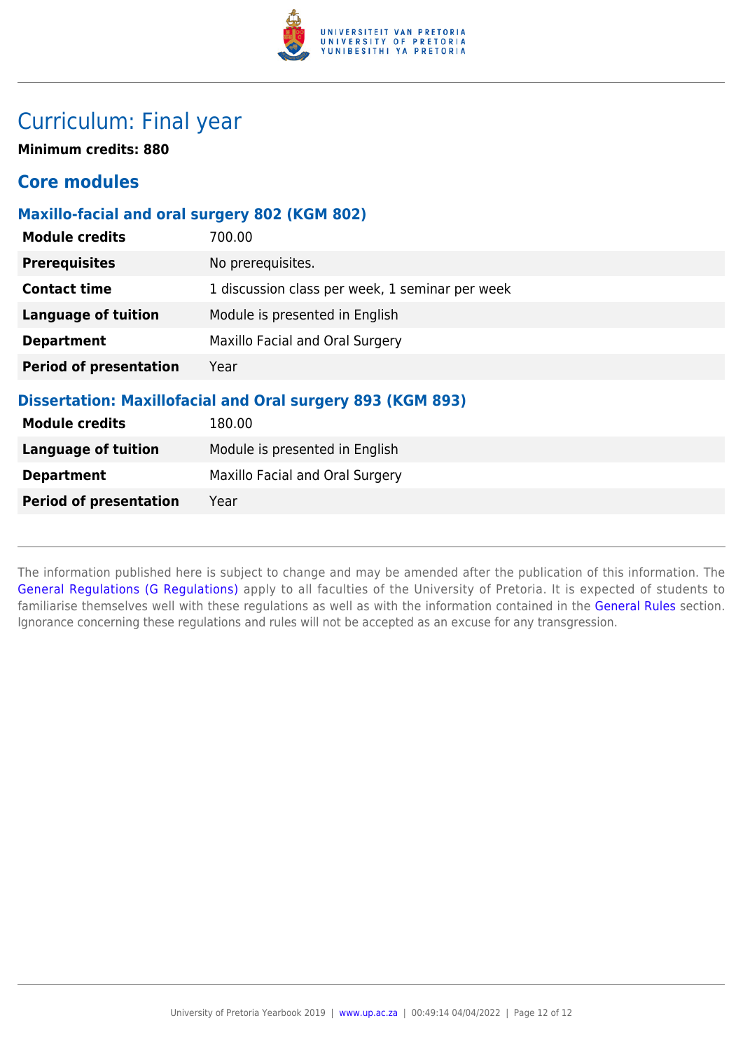# Curriculum: Final year

**Minimum credits: 880**

## Core modules

### Maxillo-facial and oral surgery 802 (KGM 802)

| | |
|---|---|
| **Module credits** | 700.00 |
| **Prerequisites** | No prerequisites. |
| **Contact time** | 1 discussion class per week, 1 seminar per week |
| **Language of tuition** | Module is presented in English |
| **Department** | Maxillo Facial and Oral Surgery |
| **Period of presentation** | Year |

### Dissertation: Maxillofacial and Oral surgery 893 (KGM 893)

| | |
|---|---|
| **Module credits** | 180.00 |
| **Language of tuition** | Module is presented in English |
| **Department** | Maxillo Facial and Oral Surgery |
| **Period of presentation** | Year |

The information published here is subject to change and may be amended after the publication of this information. The General Regulations (G Regulations) apply to all faculties of the University of Pretoria. It is expected of students to familiarise themselves well with these regulations as well as with the information contained in the General Rules section. Ignorance concerning these regulations and rules will not be accepted as an excuse for any transgression.